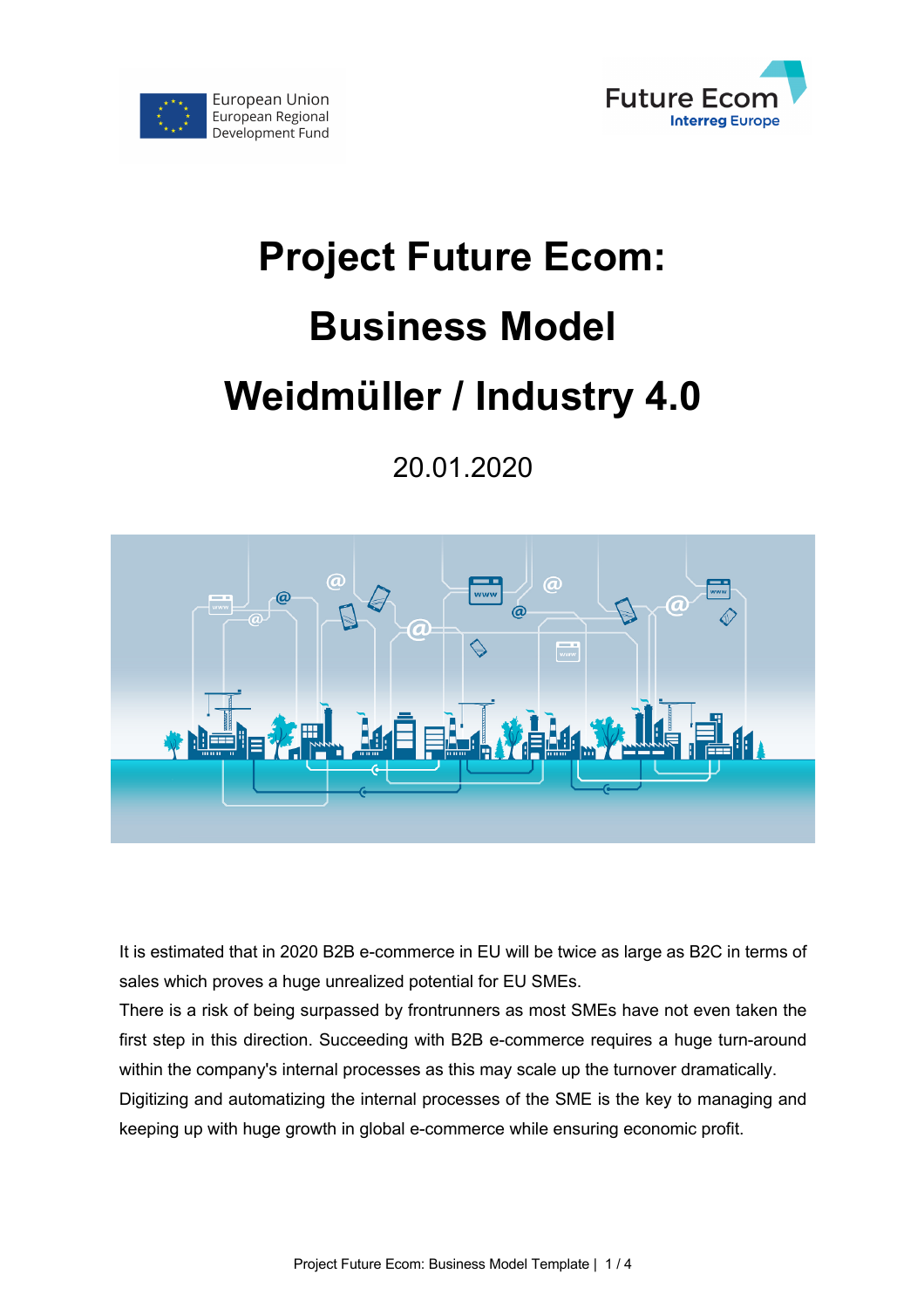European Union
European Regional
Development Fund

Future Ecom
Interreg Europe

# Project Future Ecom:

# Business Model

# Weidmüller / Industry 4.0

20.01.2020

It is estimated that in 2020 B2B e-commerce in EU will be twice as large as B2C in terms of sales which proves a huge unrealized potential for EU SMEs.
There is a risk of being surpassed by frontrunners as most SMEs have not even taken the first step in this direction. Succeeding with B2B e-commerce requires a huge turn-around within the company's internal processes as this may scale up the turnover dramatically.
Digitizing and automatizing the internal processes of the SME is the key to managing and keeping up with huge growth in global e-commerce while ensuring economic profit.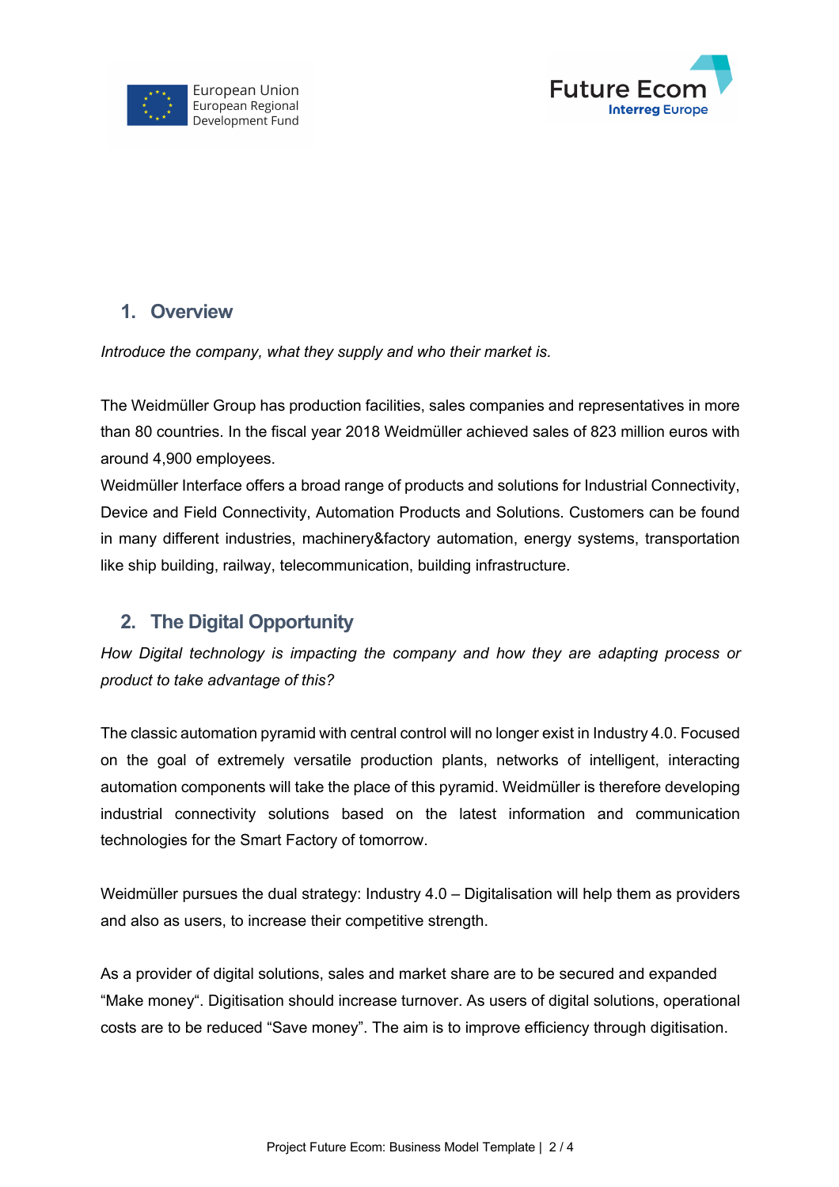## 1. Overview

*Introduce the company, what they supply and who their market is.*

The Weidmüller Group has production facilities, sales companies and representatives in more than 80 countries. In the fiscal year 2018 Weidmüller achieved sales of 823 million euros with around 4,900 employees.
Weidmüller Interface offers a broad range of products and solutions for Industrial Connectivity, Device and Field Connectivity, Automation Products and Solutions. Customers can be found in many different industries, machinery&factory automation, energy systems, transportation like ship building, railway, telecommunication, building infrastructure.

## 2. The Digital Opportunity

*How Digital technology is impacting the company and how they are adapting process or product to take advantage of this?*

The classic automation pyramid with central control will no longer exist in Industry 4.0. Focused on the goal of extremely versatile production plants, networks of intelligent, interacting automation components will take the place of this pyramid. Weidmüller is therefore developing industrial connectivity solutions based on the latest information and communication technologies for the Smart Factory of tomorrow.

Weidmüller pursues the dual strategy: Industry 4.0 – Digitalisation will help them as providers and also as users, to increase their competitive strength.

As a provider of digital solutions, sales and market share are to be secured and expanded "Make money". Digitisation should increase turnover. As users of digital solutions, operational costs are to be reduced "Save money". The aim is to improve efficiency through digitisation.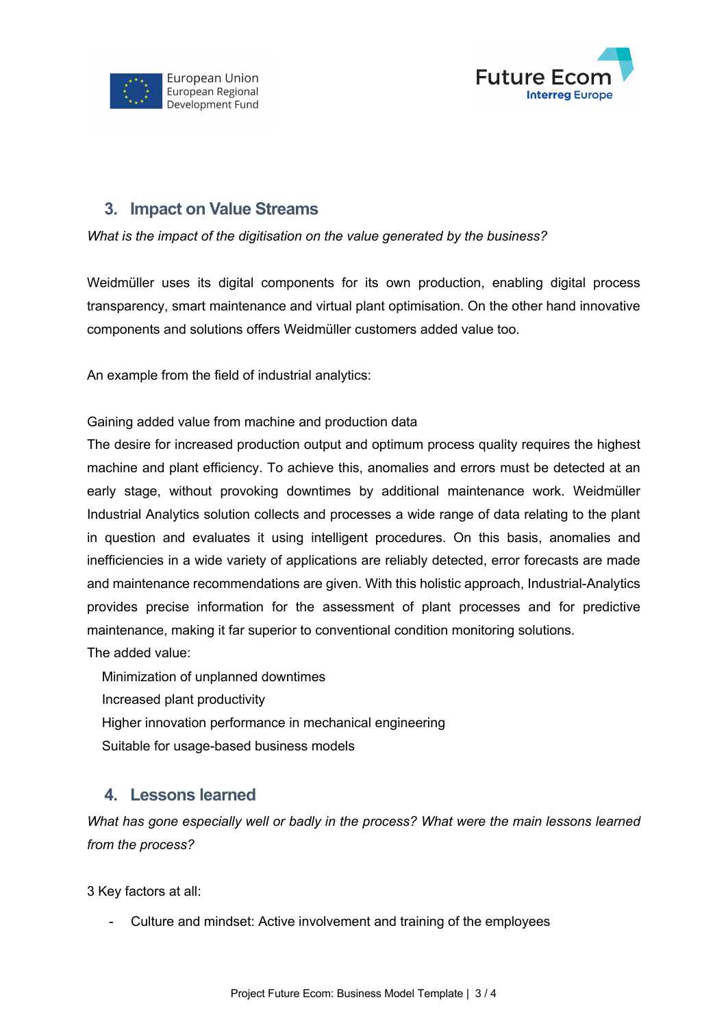## 3. Impact on Value Streams

*What is the impact of the digitisation on the value generated by the business?*

Weidmüller uses its digital components for its own production, enabling digital process transparency, smart maintenance and virtual plant optimisation. On the other hand innovative components and solutions offers Weidmüller customers added value too.

An example from the field of industrial analytics:

Gaining added value from machine and production data

The desire for increased production output and optimum process quality requires the highest machine and plant efficiency. To achieve this, anomalies and errors must be detected at an early stage, without provoking downtimes by additional maintenance work. Weidmüller Industrial Analytics solution collects and processes a wide range of data relating to the plant in question and evaluates it using intelligent procedures. On this basis, anomalies and inefficiencies in a wide variety of applications are reliably detected, error forecasts are made and maintenance recommendations are given. With this holistic approach, Industrial-Analytics provides precise information for the assessment of plant processes and for predictive maintenance, making it far superior to conventional condition monitoring solutions.

The added value:

- Minimization of unplanned downtimes
- Increased plant productivity
- Higher innovation performance in mechanical engineering
- Suitable for usage-based business models

## 4. Lessons learned

*What has gone especially well or badly in the process? What were the main lessons learned from the process?*

3 Key factors at all:

- Culture and mindset: Active involvement and training of the employees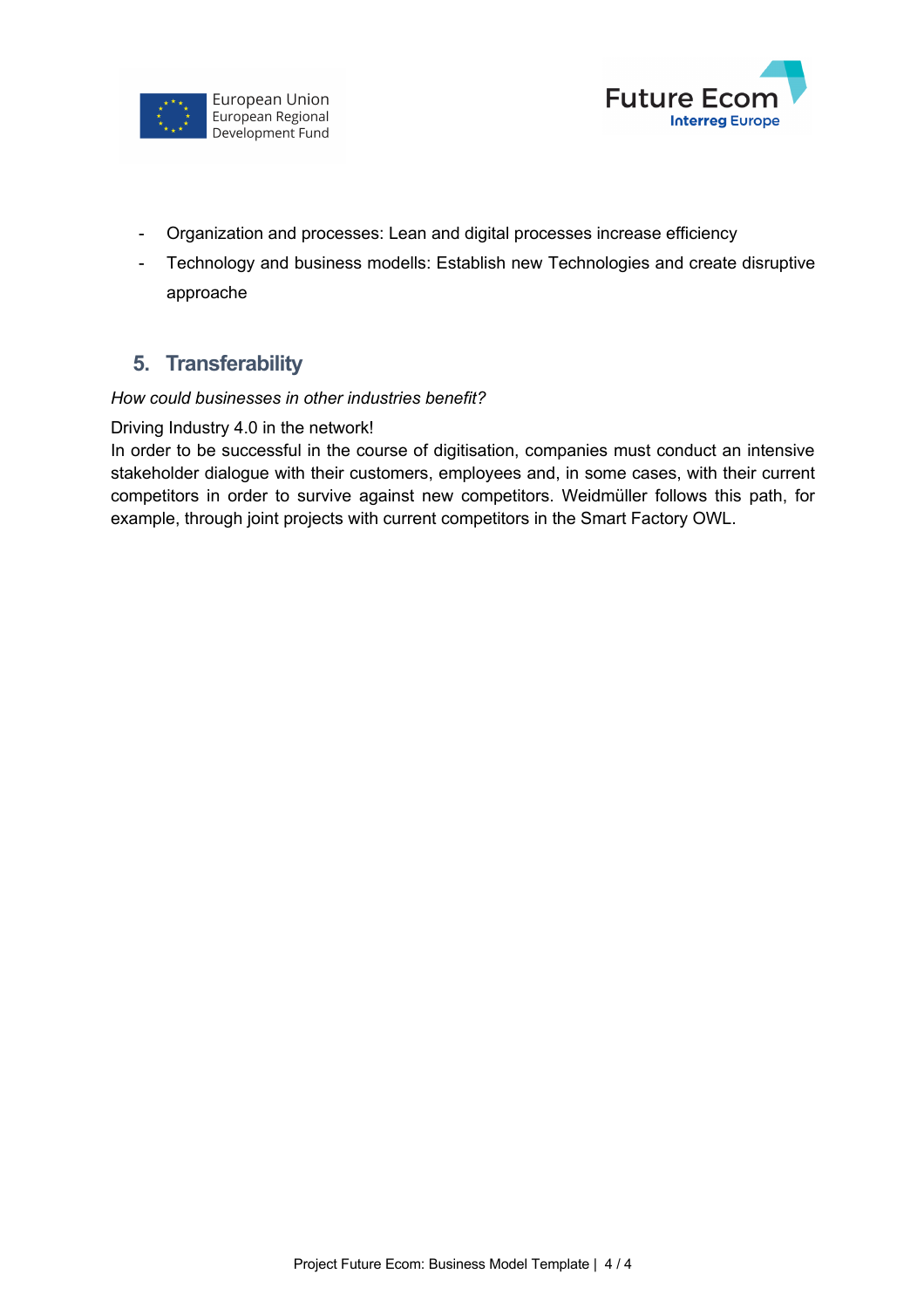- Organization and processes: Lean and digital processes increase efficiency
- Technology and business modells: Establish new Technologies and create disruptive approache

## 5. Transferability

*How could businesses in other industries benefit?*

Driving Industry 4.0 in the network!
In order to be successful in the course of digitisation, companies must conduct an intensive stakeholder dialogue with their customers, employees and, in some cases, with their current competitors in order to survive against new competitors. Weidmüller follows this path, for example, through joint projects with current competitors in the Smart Factory OWL.